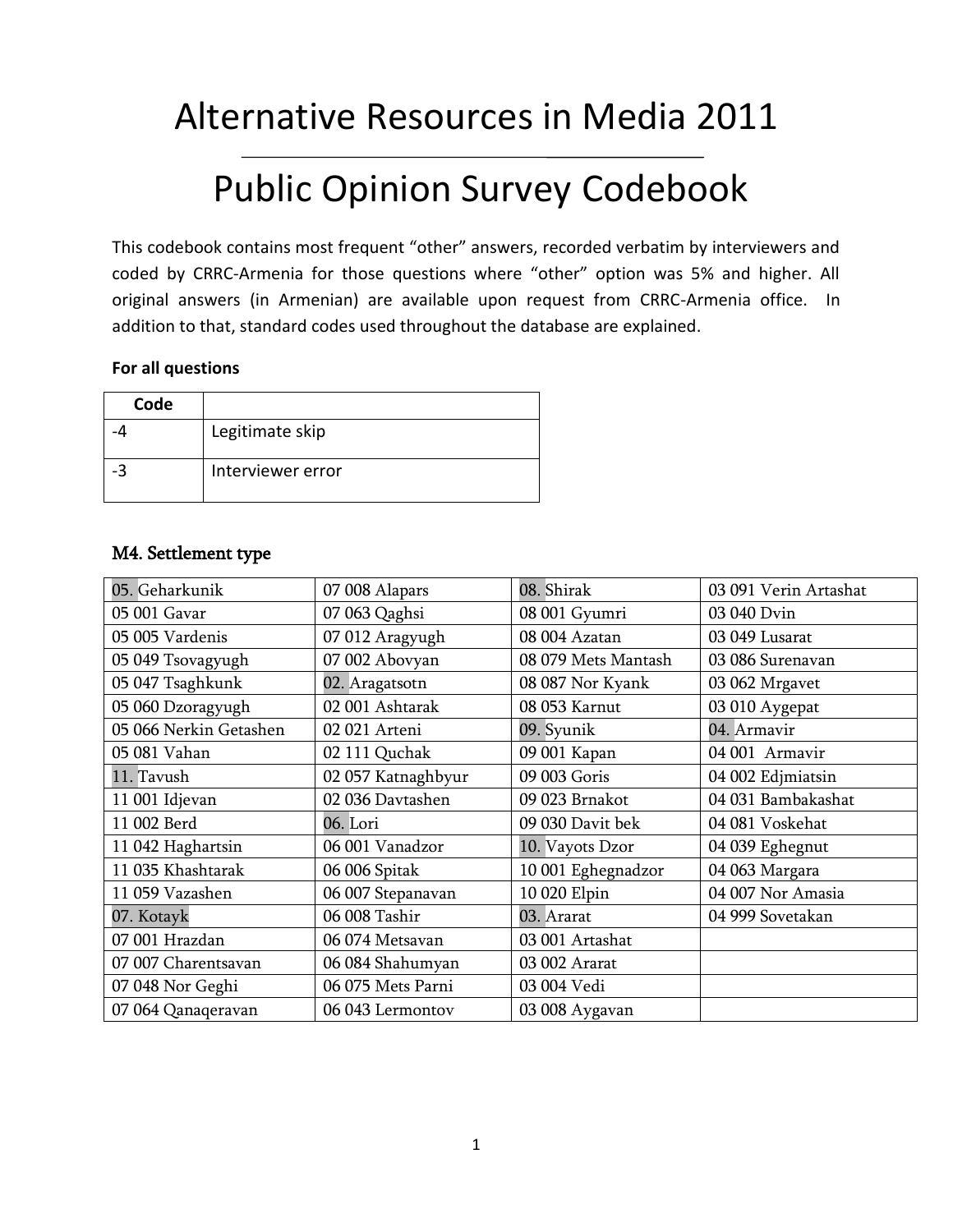# Alternative Resources in Media 2011

# Public Opinion Survey Codebook

This codebook contains most frequent "other" answers, recorded verbatim by interviewers and coded by CRRC-Armenia for those questions where "other" option was 5% and higher. All original answers (in Armenian) are available upon request from CRRC-Armenia office. In addition to that, standard codes used throughout the database are explained.

**For all questions**

| Code | |
|---|---|
| -4 | Legitimate skip |
| -3 | Interviewer error |

### M4. Settlement type

| | | | |
|---|---|---|---|
| 05. Geharkunik | 07 008 Alapars | 08. Shirak | 03 091 Verin Artashat |
| 05 001 Gavar | 07 063 Qaghsi | 08 001 Gyumri | 03 040 Dvin |
| 05 005 Vardenis | 07 012 Aragyugh | 08 004 Azatan | 03 049 Lusarat |
| 05 049 Tsovagyugh | 07 002 Abovyan | 08 079 Mets Mantash | 03 086 Surenavan |
| 05 047 Tsaghkunk | 02. Aragatsotn | 08 087 Nor Kyank | 03 062 Mrgavet |
| 05 060 Dzoragyugh | 02 001 Ashtarak | 08 053 Karnut | 03 010 Aygepat |
| 05 066 Nerkin Getashen | 02 021 Arteni | 09. Syunik | 04. Armavir |
| 05 081 Vahan | 02 111 Quchak | 09 001 Kapan | 04 001 Armavir |
| 11. Tavush | 02 057 Katnaghbyur | 09 003 Goris | 04 002 Edjmiatsin |
| 11 001 Idjevan | 02 036 Davtashen | 09 023 Brnakot | 04 031 Bambakashat |
| 11 002 Berd | 06. Lori | 09 030 Davit bek | 04 081 Voskehat |
| 11 042 Haghartsin | 06 001 Vanadzor | 10. Vayots Dzor | 04 039 Eghegnut |
| 11 035 Khashtarak | 06 006 Spitak | 10 001 Eghegnadzor | 04 063 Margara |
| 11 059 Vazashen | 06 007 Stepanavan | 10 020 Elpin | 04 007 Nor Amasia |
| 07. Kotayk | 06 008 Tashir | 03. Ararat | 04 999 Sovetakan |
| 07 001 Hrazdan | 06 074 Metsavan | 03 001 Artashat | |
| 07 007 Charentsavan | 06 084 Shahumyan | 03 002 Ararat | |
| 07 048 Nor Geghi | 06 075 Mets Parni | 03 004 Vedi | |
| 07 064 Qanaqeravan | 06 043 Lermontov | 03 008 Aygavan | |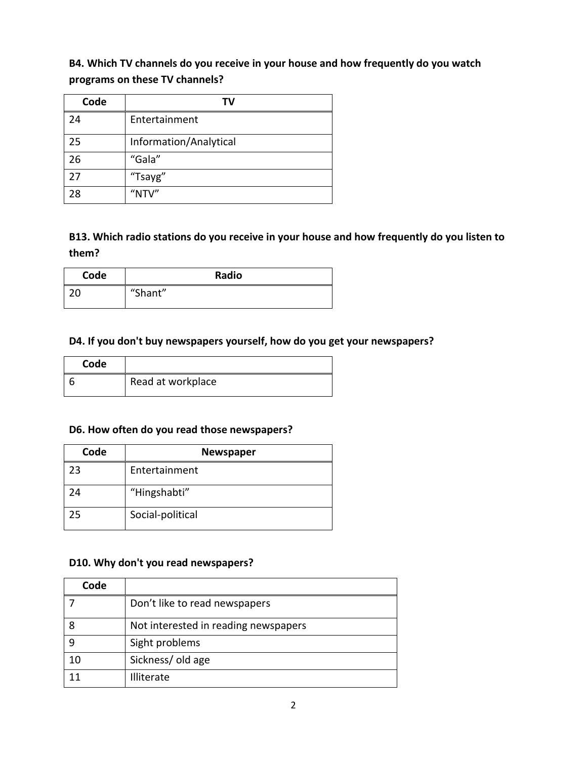**B4. Which TV channels do you receive in your house and how frequently do you watch programs on these TV channels?**

| Code | TV |
|---|---|
| 24 | Entertainment |
| 25 | Information/Analytical |
| 26 | “Gala” |
| 27 | “Tsayg” |
| 28 | “NTV” |

**B13. Which radio stations do you receive in your house and how frequently do you listen to them?**

| Code | Radio |
|---|---|
| 20 | “Shant” |

**D4. If you don't buy newspapers yourself, how do you get your newspapers?**

| Code | |
|---|---|
| 6 | Read at workplace |

**D6. How often do you read those newspapers?**

| Code | Newspaper |
|---|---|
| 23 | Entertainment |
| 24 | “Hingshabti” |
| 25 | Social-political |

**D10. Why don't you read newspapers?**

| Code | |
|---|---|
| 7 | Don’t like to read newspapers |
| 8 | Not interested in reading newspapers |
| 9 | Sight problems |
| 10 | Sickness/ old age |
| 11 | Illiterate |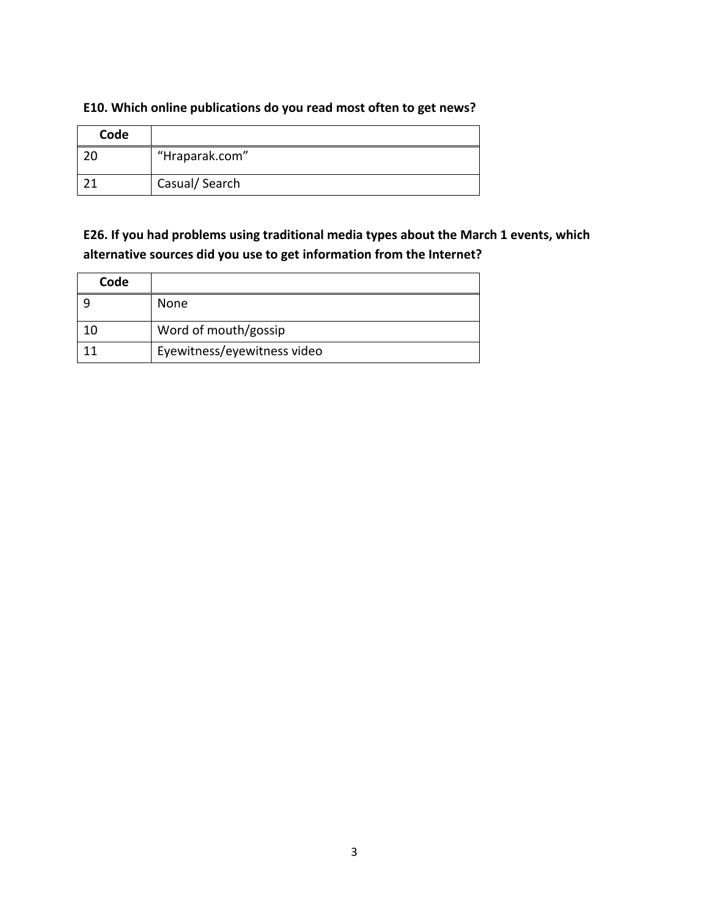**E10. Which online publications do you read most often to get news?**

| Code | |
|---|---|
| 20 | “Hraparak.com” |
| 21 | Casual/ Search |

**E26. If you had problems using traditional media types about the March 1 events, which alternative sources did you use to get information from the Internet?**

| Code | |
|---|---|
| 9 | None |
| 10 | Word of mouth/gossip |
| 11 | Eyewitness/eyewitness video |